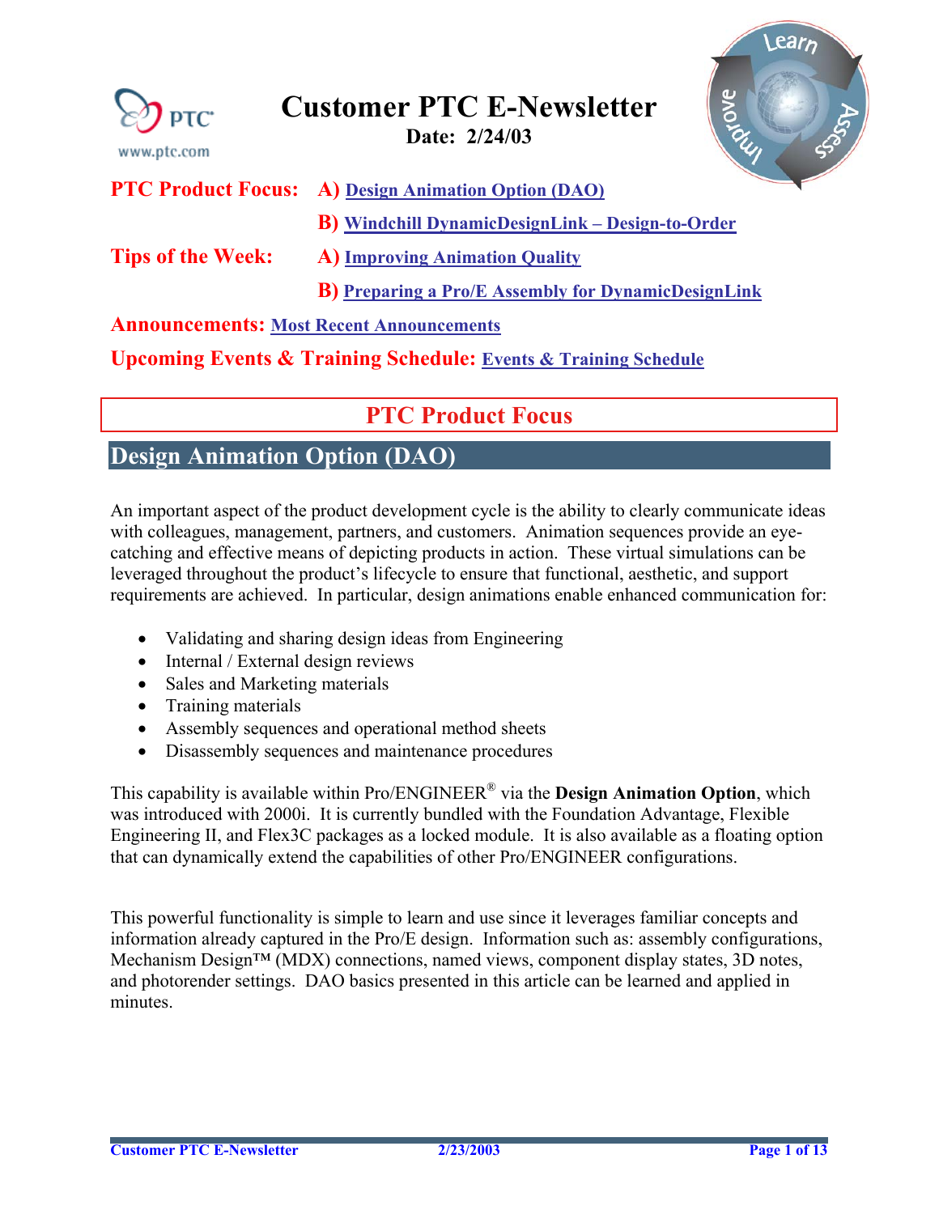# Customer PTC E-Newsletter

**Date: 2/24/03**

**PTC Product Focus:** A) Design Animation Option (DAO)

B) Windchill DynamicDesignLink – Design-to-Order

**Tips of the Week:** A) Improving Animation Quality

B) Preparing a Pro/E Assembly for DynamicDesignLink

**Announcements:** Most Recent Announcements

**Upcoming Events & Training Schedule:** Events & Training Schedule

## PTC Product Focus

## Design Animation Option (DAO)

An important aspect of the product development cycle is the ability to clearly communicate ideas with colleagues, management, partners, and customers. Animation sequences provide an eye-catching and effective means of depicting products in action. These virtual simulations can be leveraged throughout the product's lifecycle to ensure that functional, aesthetic, and support requirements are achieved. In particular, design animations enable enhanced communication for:

- Validating and sharing design ideas from Engineering
- Internal / External design reviews
- Sales and Marketing materials
- Training materials
- Assembly sequences and operational method sheets
- Disassembly sequences and maintenance procedures

This capability is available within Pro/ENGINEER® via the **Design Animation Option**, which was introduced with 2000i. It is currently bundled with the Foundation Advantage, Flexible Engineering II, and Flex3C packages as a locked module. It is also available as a floating option that can dynamically extend the capabilities of other Pro/ENGINEER configurations.

This powerful functionality is simple to learn and use since it leverages familiar concepts and information already captured in the Pro/E design. Information such as: assembly configurations, Mechanism Design™ (MDX) connections, named views, component display states, 3D notes, and photorender settings. DAO basics presented in this article can be learned and applied in minutes.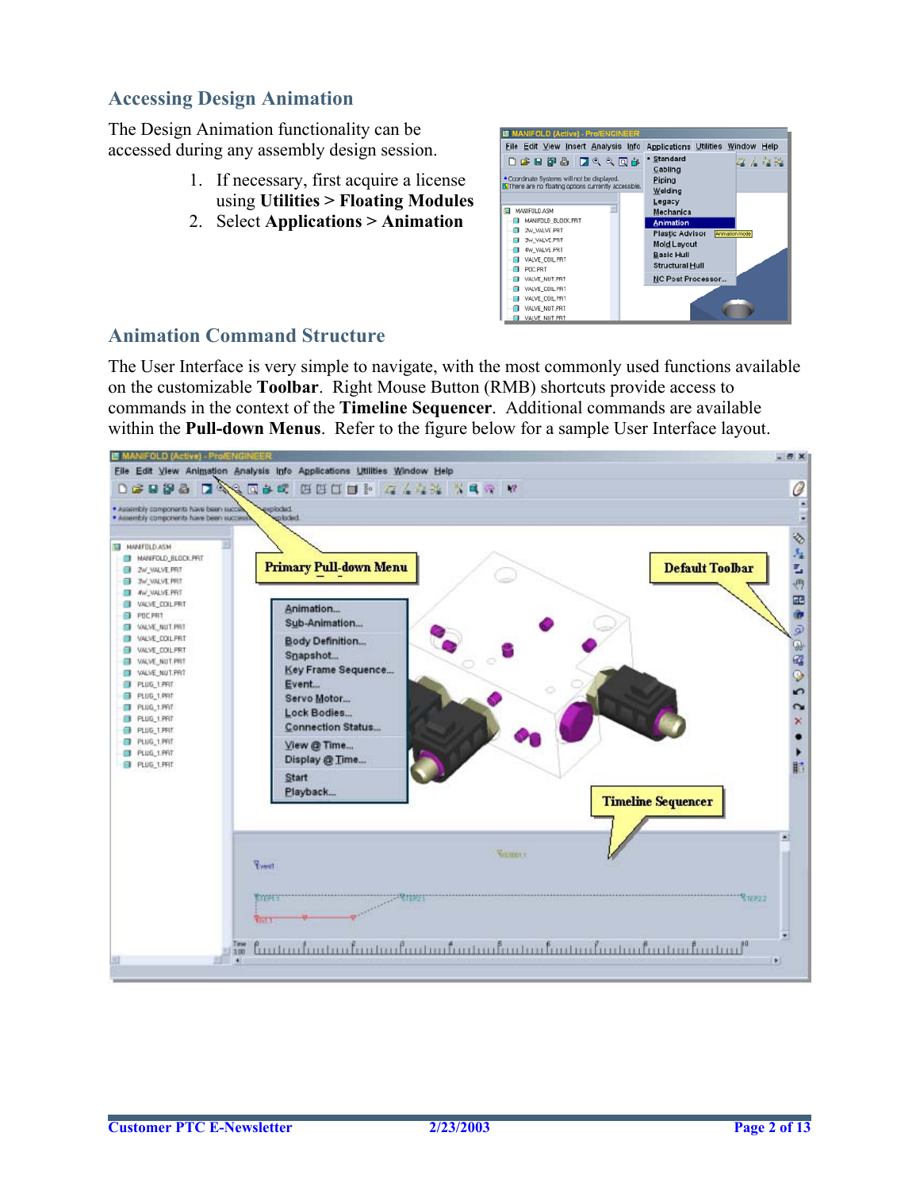## Accessing Design Animation

The Design Animation functionality can be accessed during any assembly design session.

1. If necessary, first acquire a license using **Utilities > Floating Modules**
2. Select **Applications > Animation**

## Animation Command Structure

The User Interface is very simple to navigate, with the most commonly used functions available on the customizable **Toolbar**. Right Mouse Button (RMB) shortcuts provide access to commands in the context of the **Timeline Sequencer**. Additional commands are available within the **Pull-down Menus**. Refer to the figure below for a sample User Interface layout.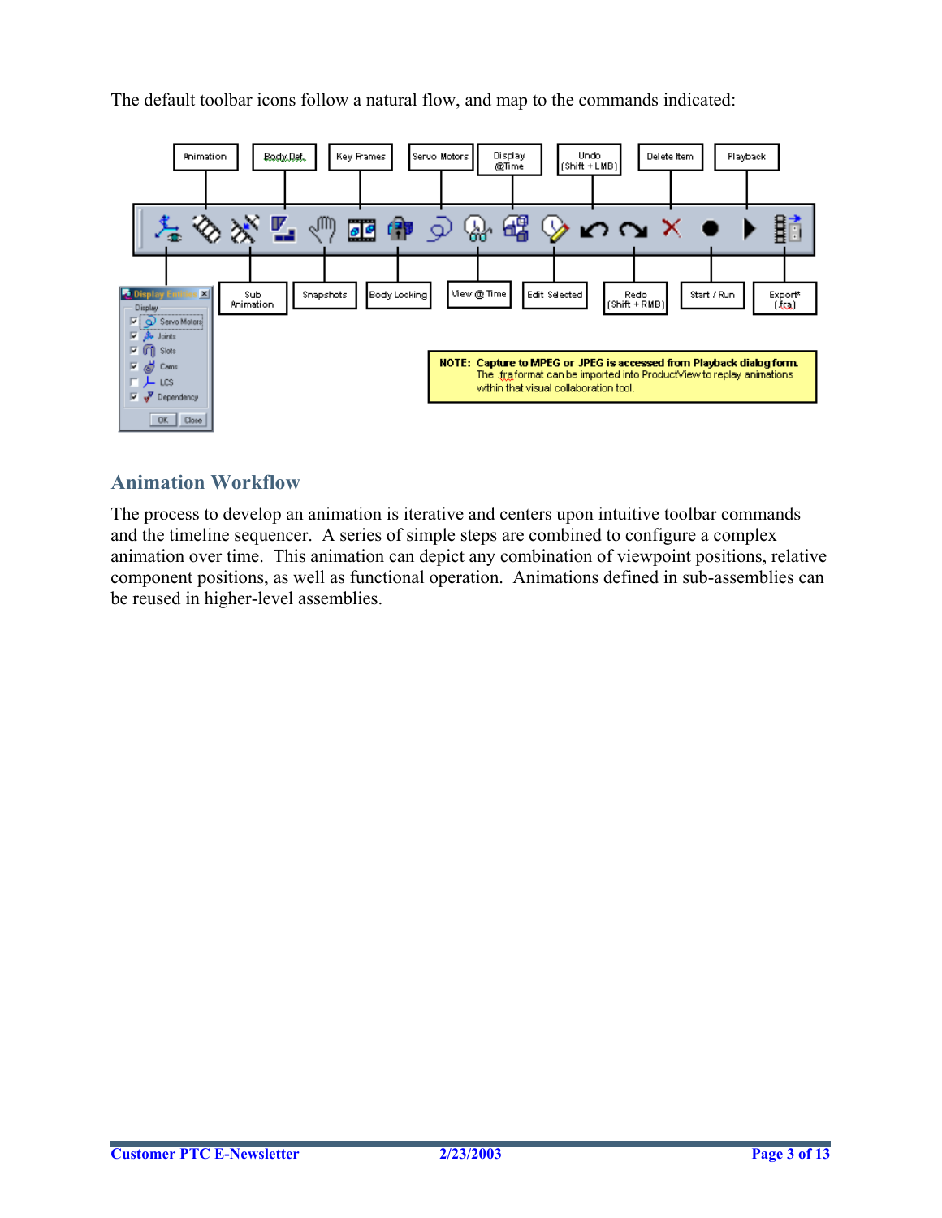The default toolbar icons follow a natural flow, and map to the commands indicated:

Animation | Body Def. | Key Frames | Servo Motors | Display @Time | Undo (Shift + LMB) | Delete Item | Playback

Sub Animation | Snapshots | Body Locking | View @ Time | Edit Selected | Redo (Shift + RMB) | Start / Run | Export* (.fra)

Display Entities: Servo Motors, Joints, Slots, Cams, LCS, Dependency — OK, Close

**NOTE: Capture to MPEG or JPEG is accessed from Playback dialog form.** The .fra format can be imported into ProductView to replay animations within that visual collaboration tool.

## Animation Workflow

The process to develop an animation is iterative and centers upon intuitive toolbar commands and the timeline sequencer. A series of simple steps are combined to configure a complex animation over time. This animation can depict any combination of viewpoint positions, relative component positions, as well as functional operation. Animations defined in sub-assemblies can be reused in higher-level assemblies.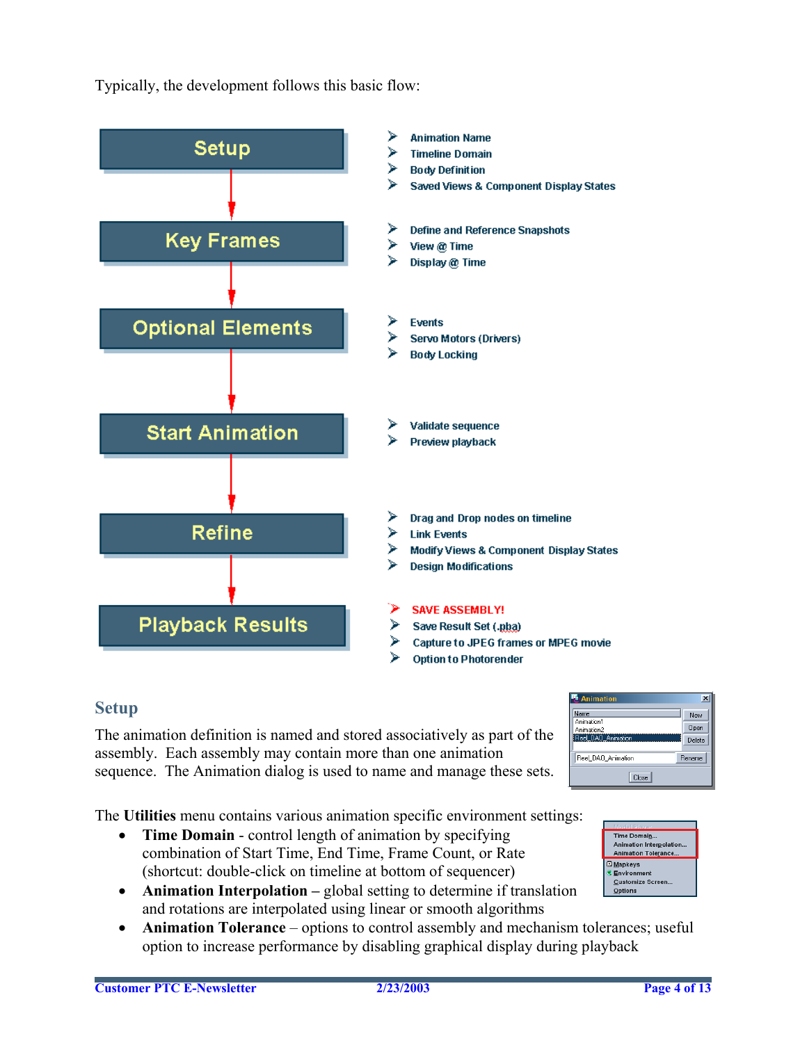Typically, the development follows this basic flow:

**Setup**
- Animation Name
- Timeline Domain
- Body Definition
- Saved Views & Component Display States

**Key Frames**
- Define and Reference Snapshots
- View @ Time
- Display @ Time

**Optional Elements**
- Events
- Servo Motors (Drivers)
- Body Locking

**Start Animation**
- Validate sequence
- Preview playback

**Refine**
- Drag and Drop nodes on timeline
- Link Events
- Modify Views & Component Display States
- Design Modifications

**Playback Results**
- SAVE ASSEMBLY!
- Save Result Set (.pba)
- Capture to JPEG frames or MPEG movie
- Option to Photorender

## Setup

The animation definition is named and stored associatively as part of the assembly. Each assembly may contain more than one animation sequence. The Animation dialog is used to name and manage these sets.

The **Utilities** menu contains various animation specific environment settings:

- **Time Domain** - control length of animation by specifying combination of Start Time, End Time, Frame Count, or Rate (shortcut: double-click on timeline at bottom of sequencer)
- **Animation Interpolation** – global setting to determine if translation and rotations are interpolated using linear or smooth algorithms
- **Animation Tolerance** – options to control assembly and mechanism tolerances; useful option to increase performance by disabling graphical display during playback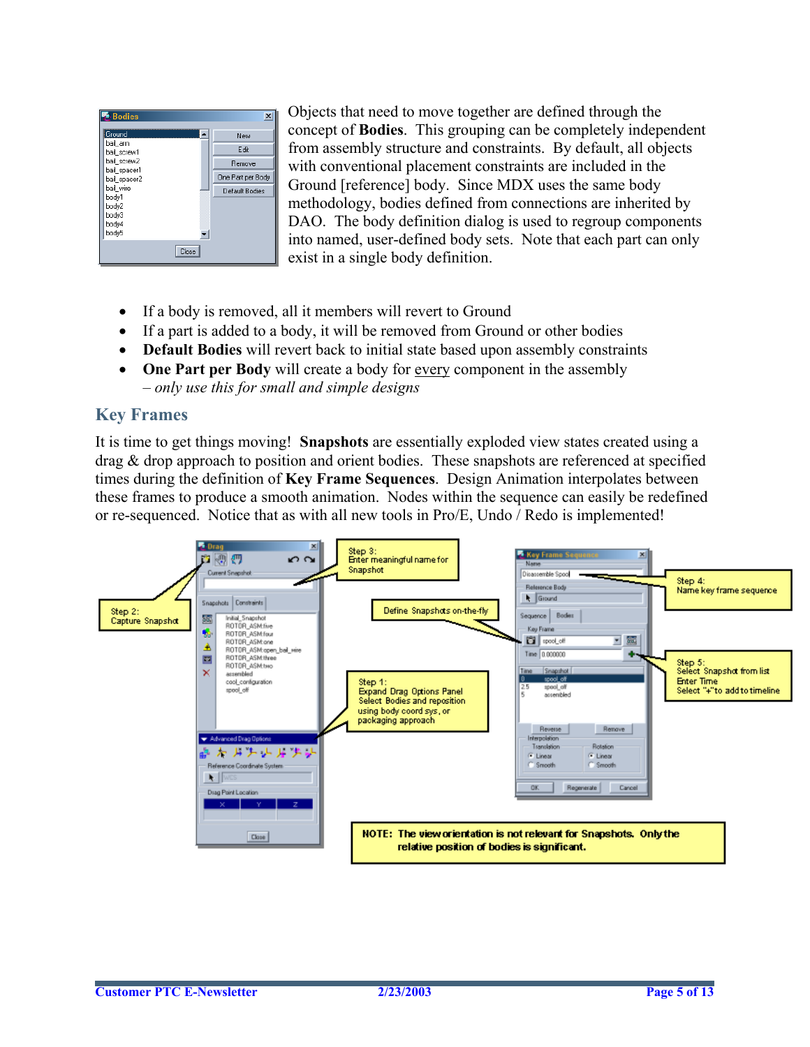Objects that need to move together are defined through the concept of **Bodies**. This grouping can be completely independent from assembly structure and constraints. By default, all objects with conventional placement constraints are included in the Ground [reference] body. Since MDX uses the same body methodology, bodies defined from connections are inherited by DAO. The body definition dialog is used to regroup components into named, user-defined body sets. Note that each part can only exist in a single body definition.

- If a body is removed, all it members will revert to Ground
- If a part is added to a body, it will be removed from Ground or other bodies
- **Default Bodies** will revert back to initial state based upon assembly constraints
- **One Part per Body** will create a body for every component in the assembly – *only use this for small and simple designs*

## Key Frames

It is time to get things moving! **Snapshots** are essentially exploded view states created using a drag & drop approach to position and orient bodies. These snapshots are referenced at specified times during the definition of **Key Frame Sequences**. Design Animation interpolates between these frames to produce a smooth animation. Nodes within the sequence can easily be redefined or re-sequenced. Notice that as with all new tools in Pro/E, Undo / Redo is implemented!

Step 1: Expand Drag Options Panel. Select Bodies and reposition using body coord sys, or packaging approach

Step 2: Capture Snapshot

Step 3: Enter meaningful name for Snapshot

Define Snapshots on-the-fly

Step 4: Name key frame sequence

Step 5: Select Snapshot from list. Enter Time. Select "+" to add to timeline

**NOTE: The view orientation is not relevant for Snapshots. Only the relative position of bodies is significant.**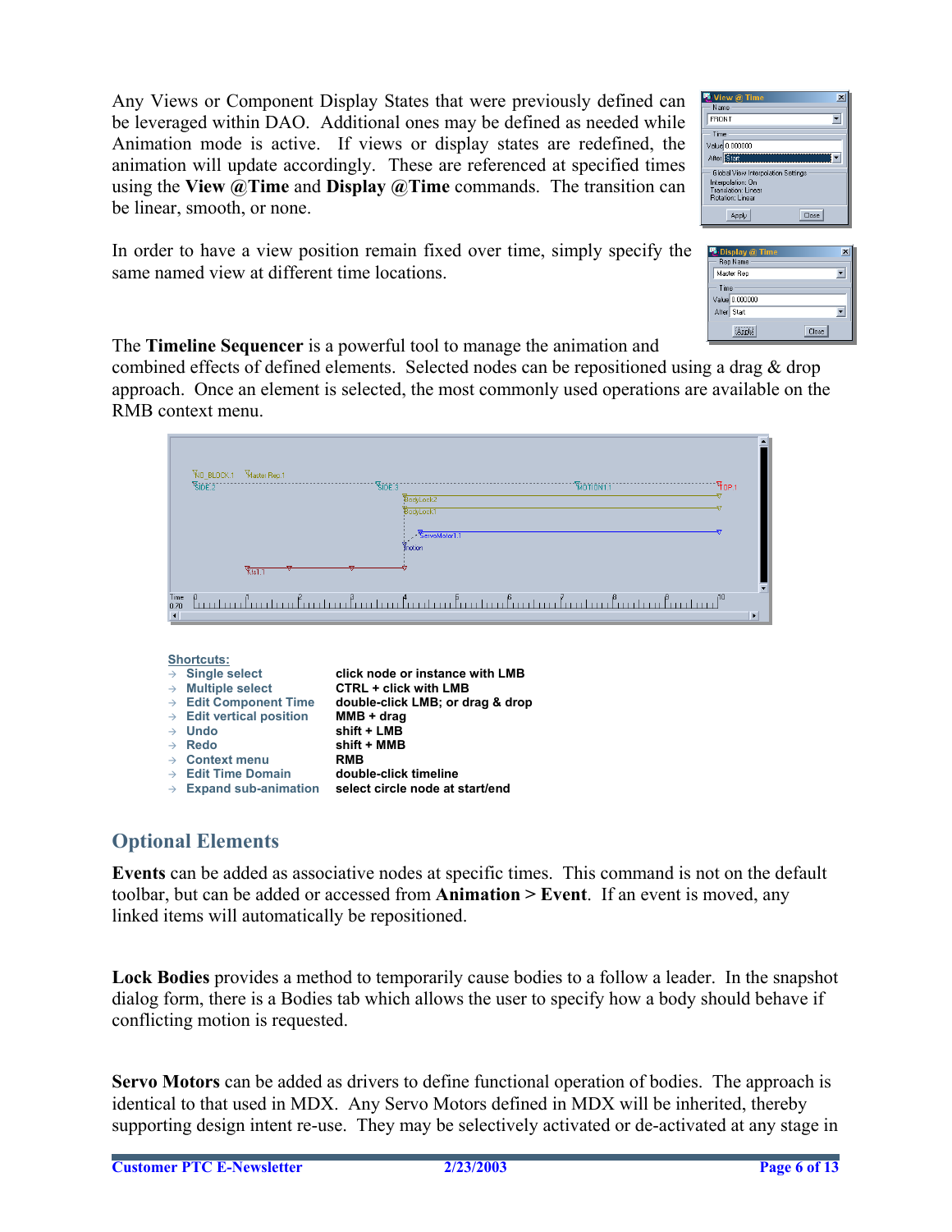Any Views or Component Display States that were previously defined can be leveraged within DAO. Additional ones may be defined as needed while Animation mode is active. If views or display states are redefined, the animation will update accordingly. These are referenced at specified times using the **View @Time** and **Display @Time** commands. The transition can be linear, smooth, or none.

In order to have a view position remain fixed over time, simply specify the same named view at different time locations.

The **Timeline Sequencer** is a powerful tool to manage the animation and combined effects of defined elements. Selected nodes can be repositioned using a drag & drop approach. Once an element is selected, the most commonly used operations are available on the RMB context menu.

**Shortcuts:**

| | |
|---|---|
| → Single select | click node or instance with LMB |
| → Multiple select | CTRL + click with LMB |
| → Edit Component Time | double-click LMB; or drag & drop |
| → Edit vertical position | MMB + drag |
| → Undo | shift + LMB |
| → Redo | shift + MMB |
| → Context menu | RMB |
| → Edit Time Domain | double-click timeline |
| → Expand sub-animation | select circle node at start/end |

## Optional Elements

**Events** can be added as associative nodes at specific times. This command is not on the default toolbar, but can be added or accessed from **Animation > Event**. If an event is moved, any linked items will automatically be repositioned.

**Lock Bodies** provides a method to temporarily cause bodies to a follow a leader. In the snapshot dialog form, there is a Bodies tab which allows the user to specify how a body should behave if conflicting motion is requested.

**Servo Motors** can be added as drivers to define functional operation of bodies. The approach is identical to that used in MDX. Any Servo Motors defined in MDX will be inherited, thereby supporting design intent re-use. They may be selectively activated or de-activated at any stage in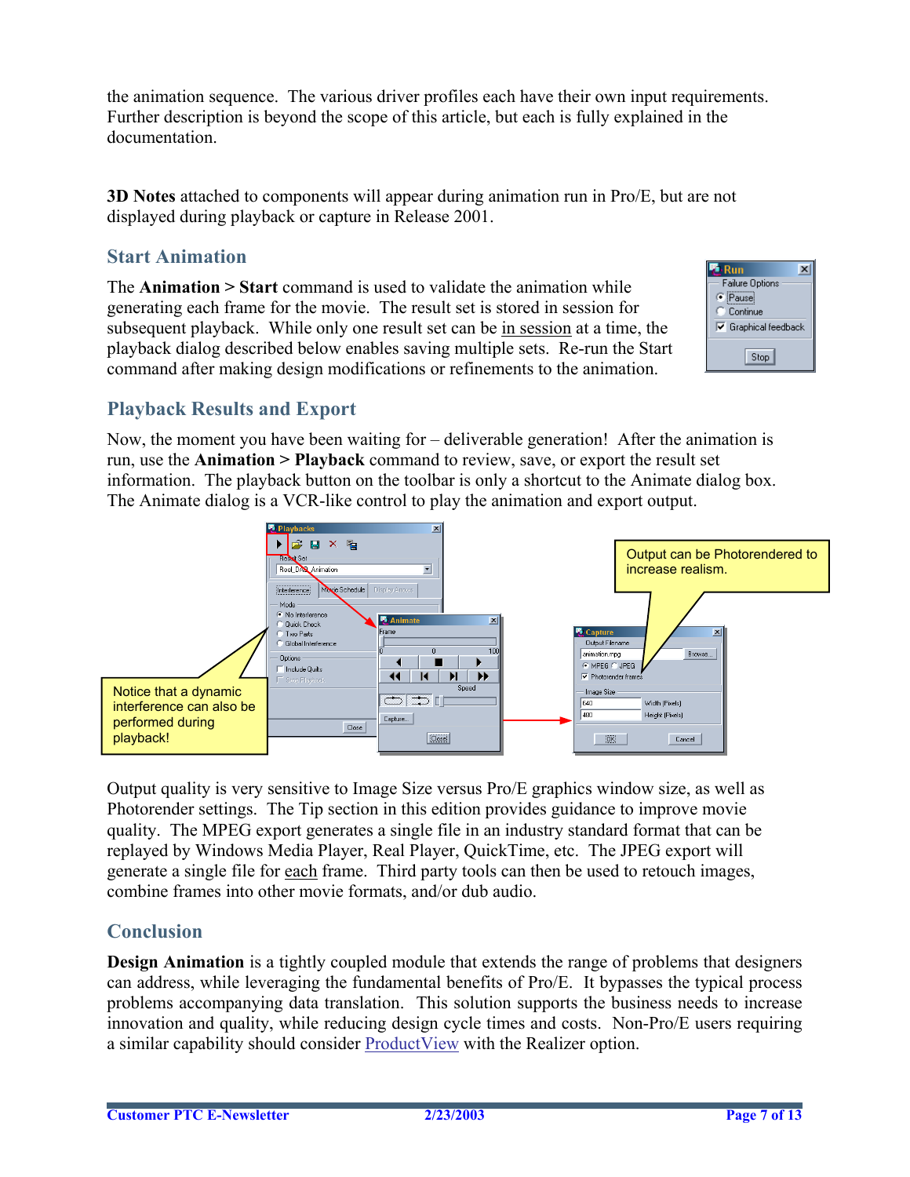the animation sequence. The various driver profiles each have their own input requirements. Further description is beyond the scope of this article, but each is fully explained in the documentation.

**3D Notes** attached to components will appear during animation run in Pro/E, but are not displayed during playback or capture in Release 2001.

## Start Animation

The **Animation > Start** command is used to validate the animation while generating each frame for the movie. The result set is stored in session for subsequent playback. While only one result set can be in session at a time, the playback dialog described below enables saving multiple sets. Re-run the Start command after making design modifications or refinements to the animation.

## Playback Results and Export

Now, the moment you have been waiting for – deliverable generation! After the animation is run, use the **Animation > Playback** command to review, save, or export the result set information. The playback button on the toolbar is only a shortcut to the Animate dialog box. The Animate dialog is a VCR-like control to play the animation and export output.

Notice that a dynamic interference can also be performed during playback!

Output can be Photorendered to increase realism.

Output quality is very sensitive to Image Size versus Pro/E graphics window size, as well as Photorender settings. The Tip section in this edition provides guidance to improve movie quality. The MPEG export generates a single file in an industry standard format that can be replayed by Windows Media Player, Real Player, QuickTime, etc. The JPEG export will generate a single file for each frame. Third party tools can then be used to retouch images, combine frames into other movie formats, and/or dub audio.

## Conclusion

**Design Animation** is a tightly coupled module that extends the range of problems that designers can address, while leveraging the fundamental benefits of Pro/E. It bypasses the typical process problems accompanying data translation. This solution supports the business needs to increase innovation and quality, while reducing design cycle times and costs. Non-Pro/E users requiring a similar capability should consider ProductView with the Realizer option.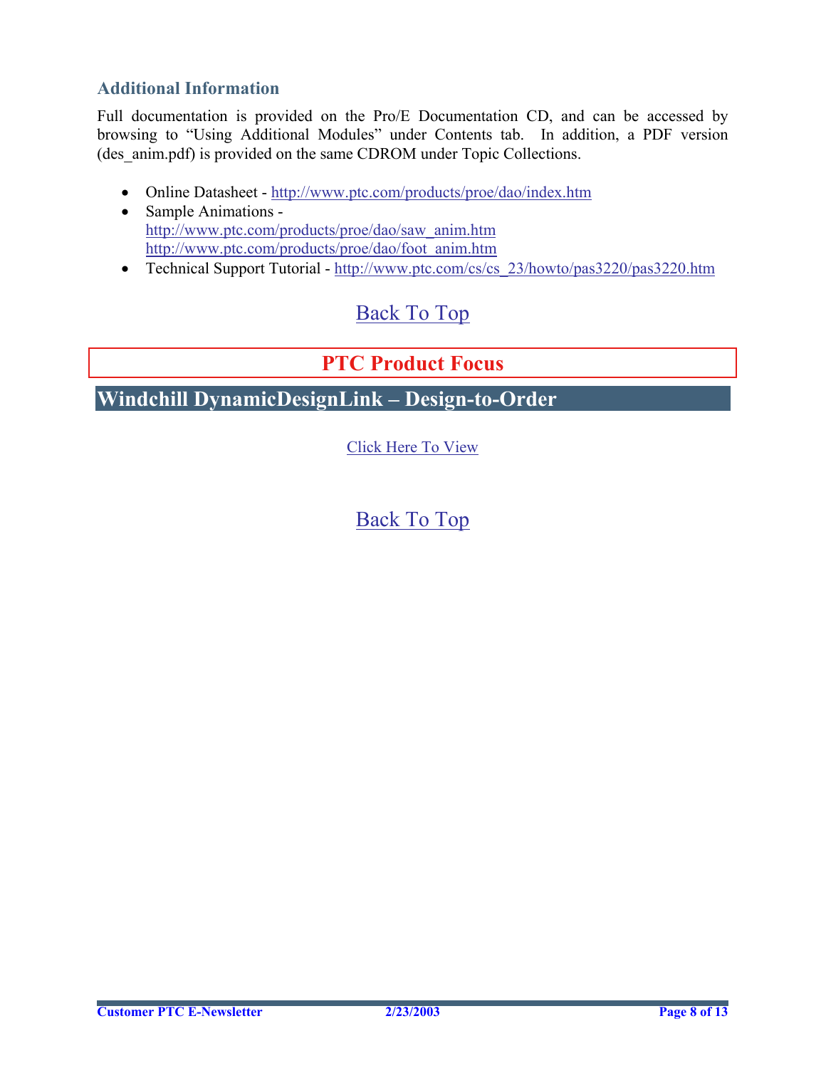### Additional Information

Full documentation is provided on the Pro/E Documentation CD, and can be accessed by browsing to "Using Additional Modules" under Contents tab. In addition, a PDF version (des_anim.pdf) is provided on the same CDROM under Topic Collections.

- Online Datasheet - http://www.ptc.com/products/proe/dao/index.htm
- Sample Animations -
  http://www.ptc.com/products/proe/dao/saw_anim.htm
  http://www.ptc.com/products/proe/dao/foot_anim.htm
- Technical Support Tutorial - http://www.ptc.com/cs/cs_23/howto/pas3220/pas3220.htm

Back To Top

# PTC Product Focus

## Windchill DynamicDesignLink – Design-to-Order

Click Here To View

Back To Top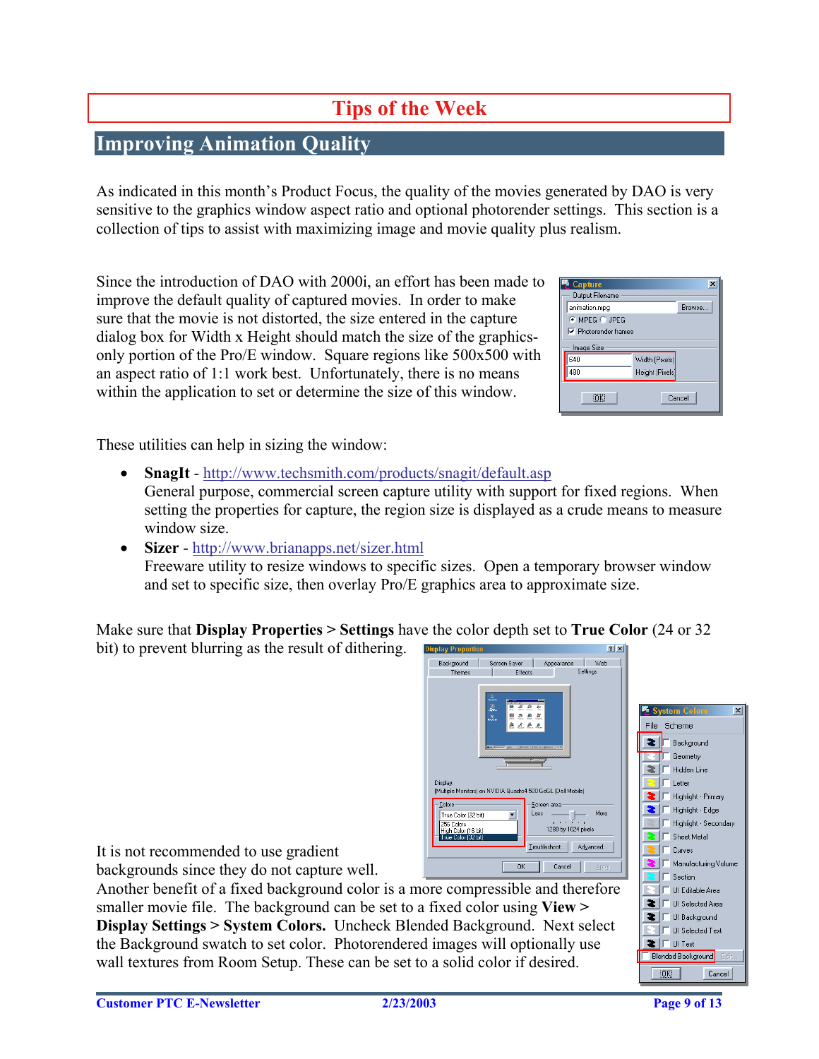# Tips of the Week

## Improving Animation Quality

As indicated in this month's Product Focus, the quality of the movies generated by DAO is very sensitive to the graphics window aspect ratio and optional photorender settings. This section is a collection of tips to assist with maximizing image and movie quality plus realism.

Since the introduction of DAO with 2000i, an effort has been made to improve the default quality of captured movies. In order to make sure that the movie is not distorted, the size entered in the capture dialog box for Width x Height should match the size of the graphics-only portion of the Pro/E window. Square regions like 500x500 with an aspect ratio of 1:1 work best. Unfortunately, there is no means within the application to set or determine the size of this window.

These utilities can help in sizing the window:

- **SnagIt** - http://www.techsmith.com/products/snagit/default.asp
  General purpose, commercial screen capture utility with support for fixed regions. When setting the properties for capture, the region size is displayed as a crude means to measure window size.
- **Sizer** - http://www.brianapps.net/sizer.html
  Freeware utility to resize windows to specific sizes. Open a temporary browser window and set to specific size, then overlay Pro/E graphics area to approximate size.

Make sure that **Display Properties > Settings** have the color depth set to **True Color** (24 or 32 bit) to prevent blurring as the result of dithering.

It is not recommended to use gradient backgrounds since they do not capture well. Another benefit of a fixed background color is a more compressible and therefore smaller movie file. The background can be set to a fixed color using **View > Display Settings > System Colors.** Uncheck Blended Background. Next select the Background swatch to set color. Photorendered images will optionally use wall textures from Room Setup. These can be set to a solid color if desired.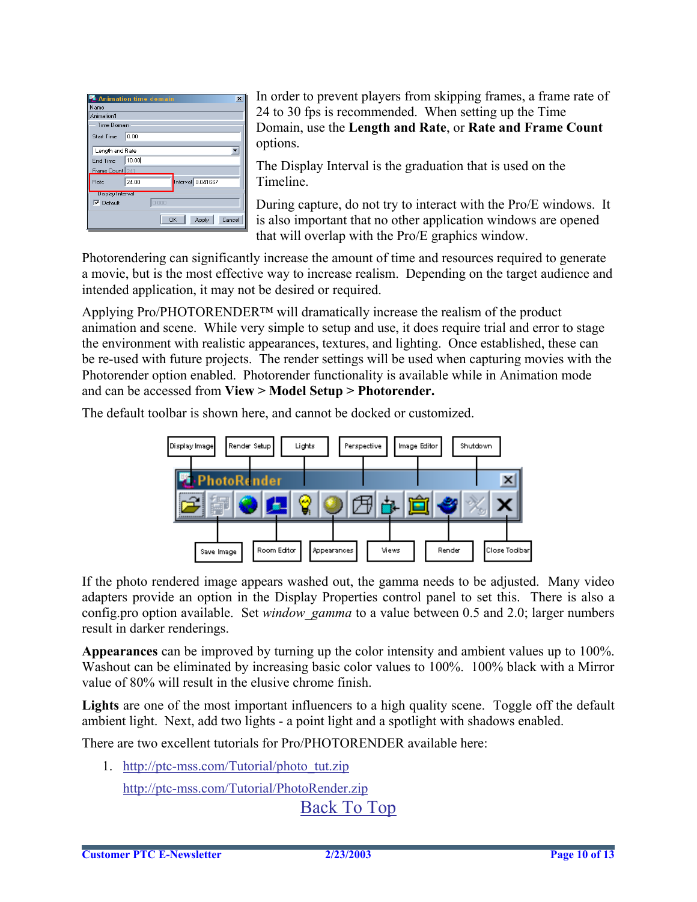In order to prevent players from skipping frames, a frame rate of 24 to 30 fps is recommended. When setting up the Time Domain, use the **Length and Rate**, or **Rate and Frame Count** options.

The Display Interval is the graduation that is used on the Timeline.

During capture, do not try to interact with the Pro/E windows. It is also important that no other application windows are opened that will overlap with the Pro/E graphics window.

Photorendering can significantly increase the amount of time and resources required to generate a movie, but is the most effective way to increase realism. Depending on the target audience and intended application, it may not be desired or required.

Applying Pro/PHOTORENDER™ will dramatically increase the realism of the product animation and scene. While very simple to setup and use, it does require trial and error to stage the environment with realistic appearances, textures, and lighting. Once established, these can be re-used with future projects. The render settings will be used when capturing movies with the Photorender option enabled. Photorender functionality is available while in Animation mode and can be accessed from **View > Model Setup > Photorender.**

The default toolbar is shown here, and cannot be docked or customized.

If the photo rendered image appears washed out, the gamma needs to be adjusted. Many video adapters provide an option in the Display Properties control panel to set this. There is also a config.pro option available. Set *window_gamma* to a value between 0.5 and 2.0; larger numbers result in darker renderings.

**Appearances** can be improved by turning up the color intensity and ambient values up to 100%. Washout can be eliminated by increasing basic color values to 100%. 100% black with a Mirror value of 80% will result in the elusive chrome finish.

**Lights** are one of the most important influencers to a high quality scene. Toggle off the default ambient light. Next, add two lights - a point light and a spotlight with shadows enabled.

There are two excellent tutorials for Pro/PHOTORENDER available here:

1. http://ptc-mss.com/Tutorial/photo_tut.zip

   http://ptc-mss.com/Tutorial/PhotoRender.zip

Back To Top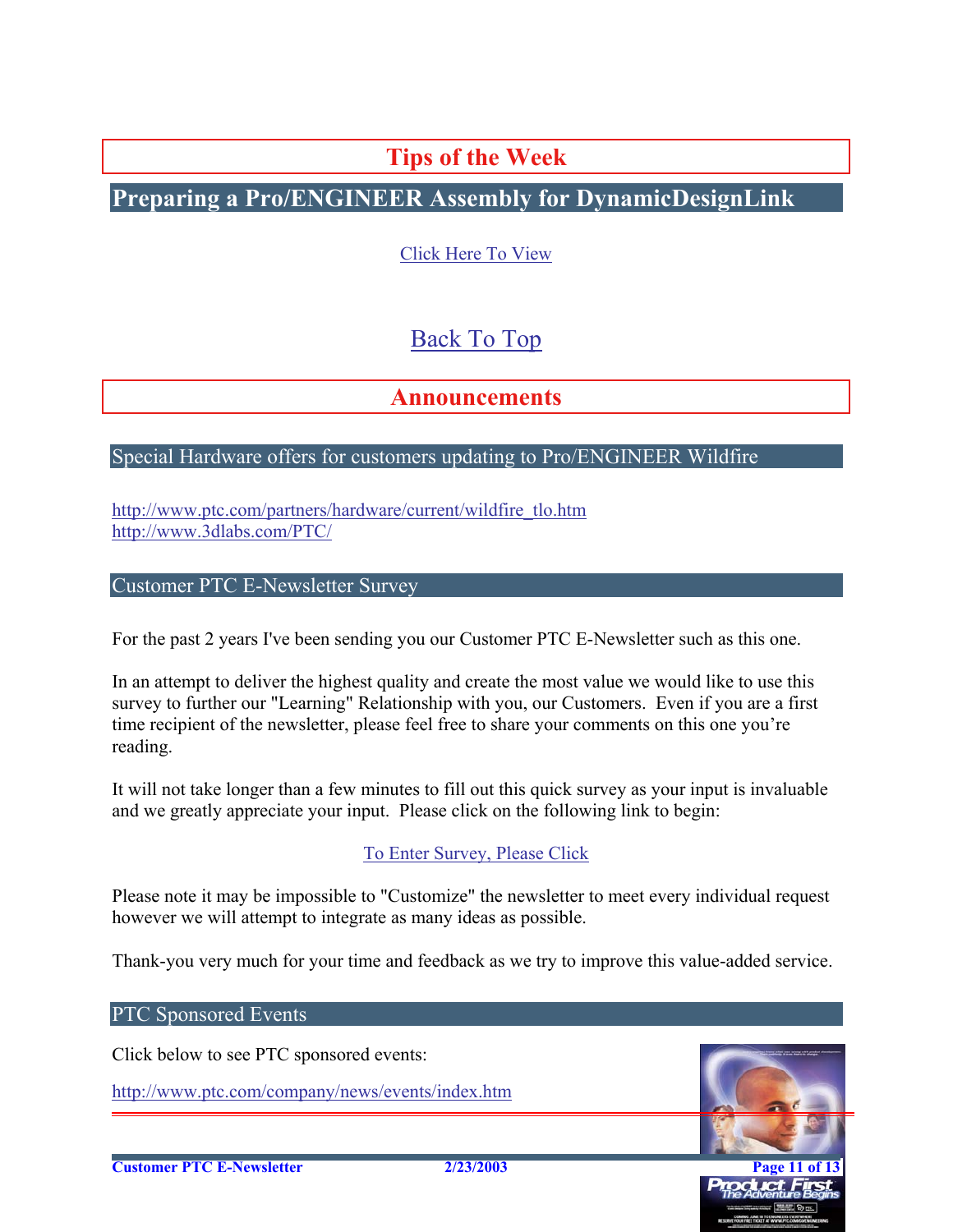# Tips of the Week

## Preparing a Pro/ENGINEER Assembly for DynamicDesignLink

Click Here To View

Back To Top

# Announcements

## Special Hardware offers for customers updating to Pro/ENGINEER Wildfire

http://www.ptc.com/partners/hardware/current/wildfire_tlo.htm
http://www.3dlabs.com/PTC/

## Customer PTC E-Newsletter Survey

For the past 2 years I've been sending you our Customer PTC E-Newsletter such as this one.

In an attempt to deliver the highest quality and create the most value we would like to use this survey to further our "Learning" Relationship with you, our Customers. Even if you are a first time recipient of the newsletter, please feel free to share your comments on this one you're reading.

It will not take longer than a few minutes to fill out this quick survey as your input is invaluable and we greatly appreciate your input. Please click on the following link to begin:

To Enter Survey, Please Click

Please note it may be impossible to "Customize" the newsletter to meet every individual request however we will attempt to integrate as many ideas as possible.

Thank-you very much for your time and feedback as we try to improve this value-added service.

## PTC Sponsored Events

Click below to see PTC sponsored events:

http://www.ptc.com/company/news/events/index.htm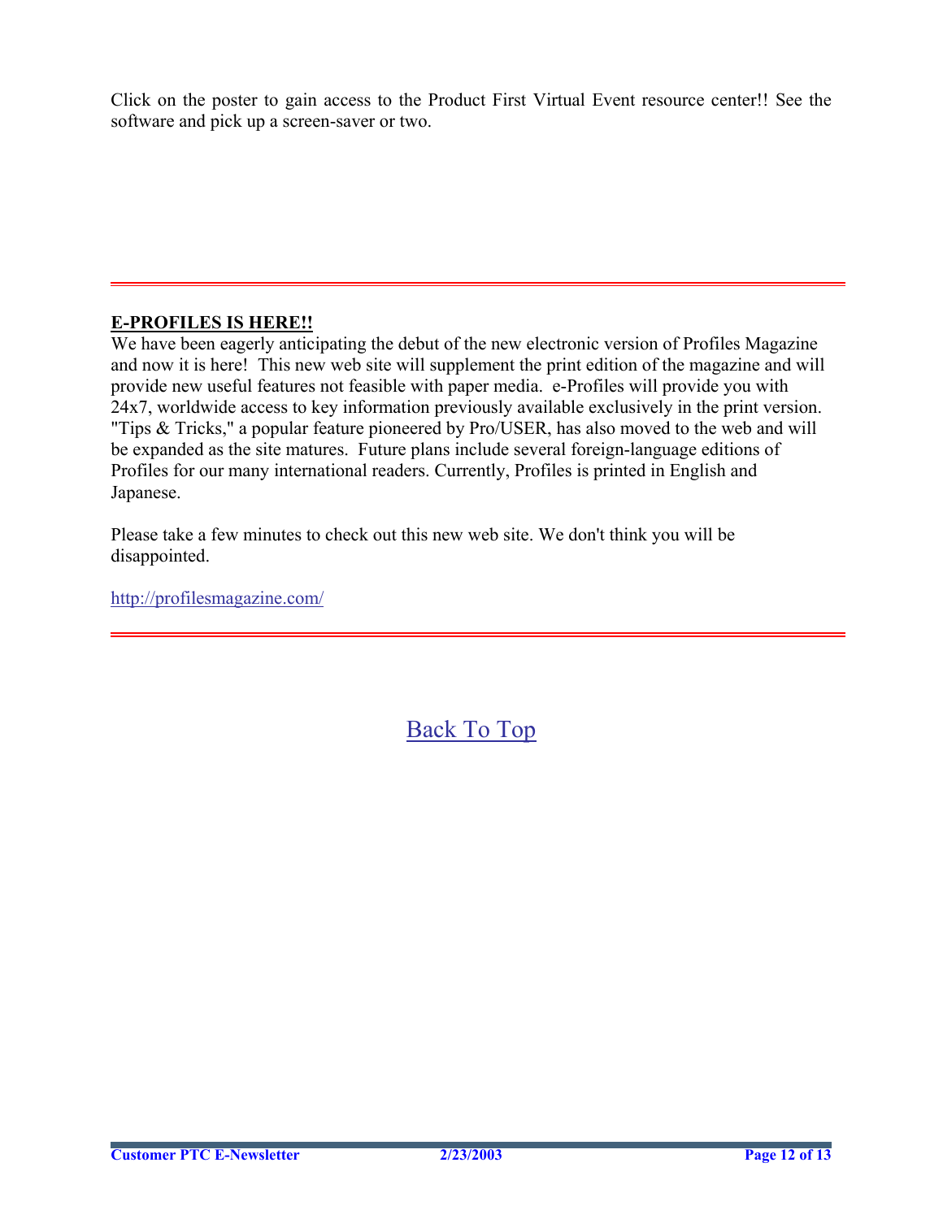Click on the poster to gain access to the Product First Virtual Event resource center!! See the software and pick up a screen-saver or two.

---

**E-PROFILES IS HERE!!**

We have been eagerly anticipating the debut of the new electronic version of Profiles Magazine and now it is here! This new web site will supplement the print edition of the magazine and will provide new useful features not feasible with paper media. e-Profiles will provide you with 24x7, worldwide access to key information previously available exclusively in the print version. "Tips & Tricks," a popular feature pioneered by Pro/USER, has also moved to the web and will be expanded as the site matures. Future plans include several foreign-language editions of Profiles for our many international readers. Currently, Profiles is printed in English and Japanese.

Please take a few minutes to check out this new web site. We don't think you will be disappointed.

http://profilesmagazine.com/

---

Back To Top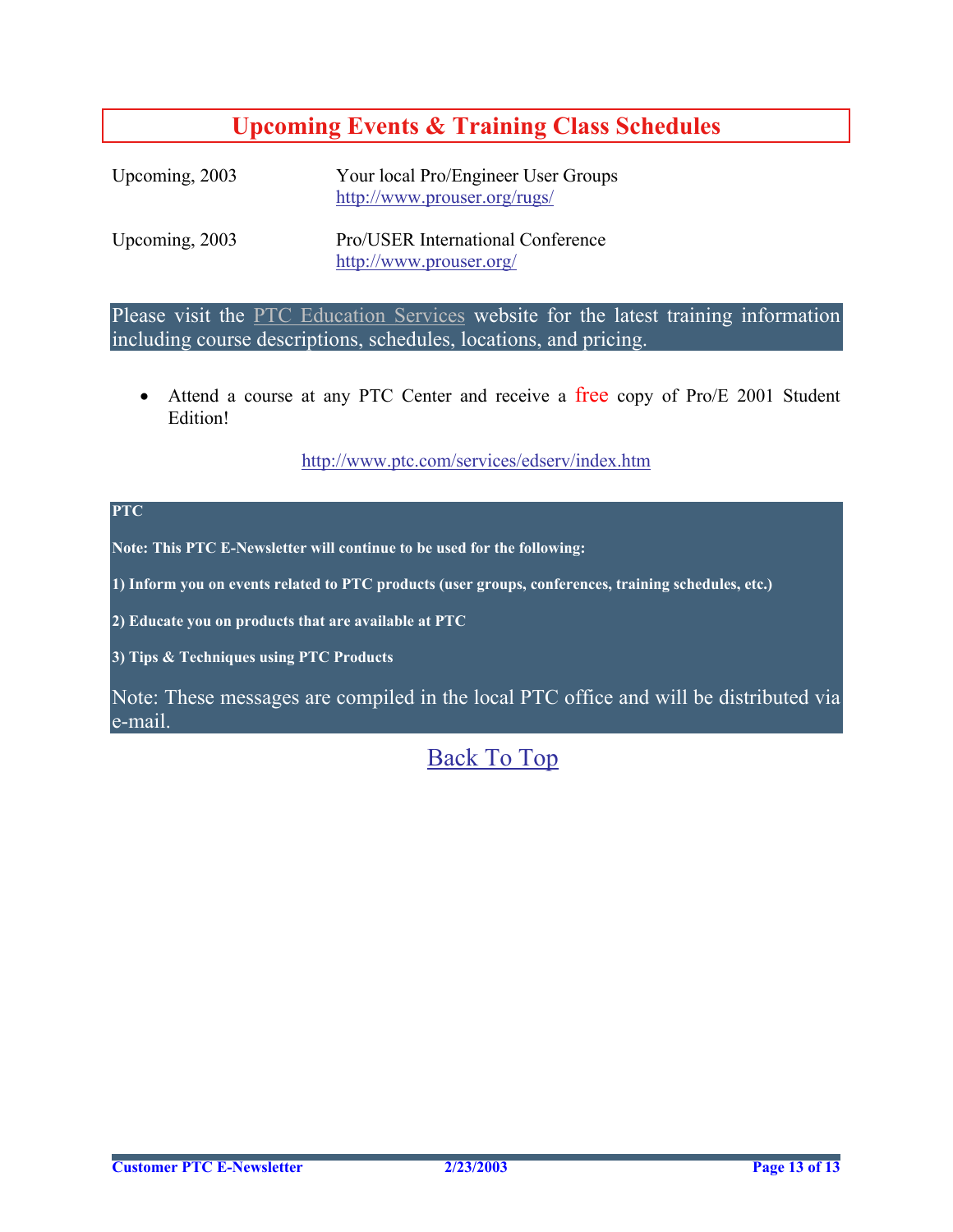## Upcoming Events & Training Class Schedules

| | |
|---|---|
| Upcoming, 2003 | Your local Pro/Engineer User Groups<br>http://www.prouser.org/rugs/ |
| Upcoming, 2003 | Pro/USER International Conference<br>http://www.prouser.org/ |

Please visit the PTC Education Services website for the latest training information including course descriptions, schedules, locations, and pricing.

- Attend a course at any PTC Center and receive a free copy of Pro/E 2001 Student Edition!

http://www.ptc.com/services/edserv/index.htm

**PTC**

**Note: This PTC E-Newsletter will continue to be used for the following:**

**1) Inform you on events related to PTC products (user groups, conferences, training schedules, etc.)**

**2) Educate you on products that are available at PTC**

**3) Tips & Techniques using PTC Products**

Note: These messages are compiled in the local PTC office and will be distributed via e-mail.

Back To Top